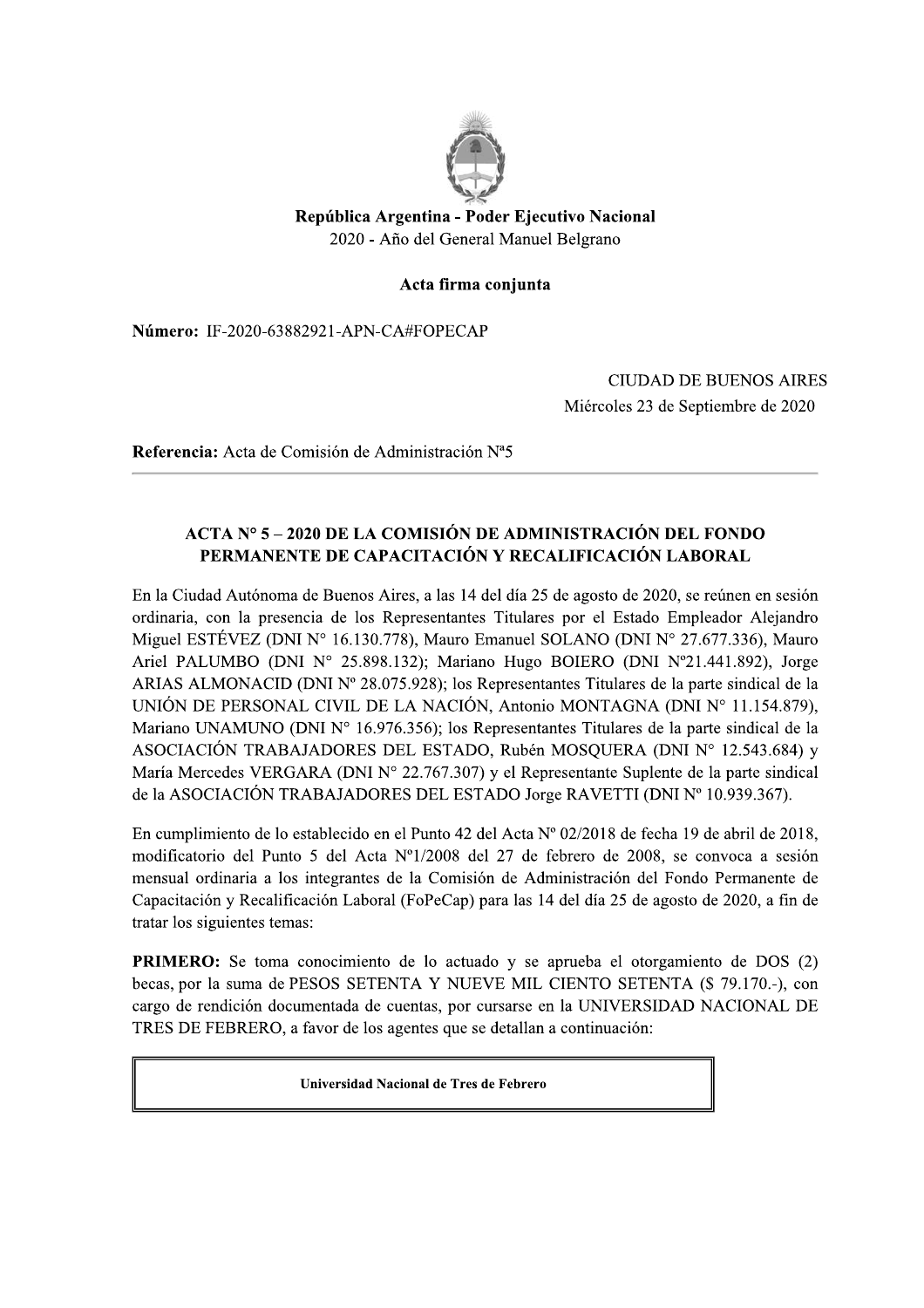**República Argentina - Poder Ejecutivo Nacional**
2020 - Año del General Manuel Belgrano

**Acta firma conjunta**

**Número:** IF-2020-63882921-APN-CA#FOPECAP

CIUDAD DE BUENOS AIRES
Miércoles 23 de Septiembre de 2020

**Referencia:** Acta de Comisión de Administración Nª5

---

## ACTA N° 5 – 2020 DE LA COMISIÓN DE ADMINISTRACIÓN DEL FONDO PERMANENTE DE CAPACITACIÓN Y RECALIFICACIÓN LABORAL

En la Ciudad Autónoma de Buenos Aires, a las 14 del día 25 de agosto de 2020, se reúnen en sesión ordinaria, con la presencia de los Representantes Titulares por el Estado Empleador Alejandro Miguel ESTÉVEZ (DNI N° 16.130.778), Mauro Emanuel SOLANO (DNI N° 27.677.336), Mauro Ariel PALUMBO (DNI N° 25.898.132); Mariano Hugo BOIERO (DNI Nº21.441.892), Jorge ARIAS ALMONACID (DNI Nº 28.075.928); los Representantes Titulares de la parte sindical de la UNIÓN DE PERSONAL CIVIL DE LA NACIÓN, Antonio MONTAGNA (DNI N° 11.154.879), Mariano UNAMUNO (DNI N° 16.976.356); los Representantes Titulares de la parte sindical de la ASOCIACIÓN TRABAJADORES DEL ESTADO, Rubén MOSQUERA (DNI N° 12.543.684) y María Mercedes VERGARA (DNI N° 22.767.307) y el Representante Suplente de la parte sindical de la ASOCIACIÓN TRABAJADORES DEL ESTADO Jorge RAVETTI (DNI Nº 10.939.367).

En cumplimiento de lo establecido en el Punto 42 del Acta Nº 02/2018 de fecha 19 de abril de 2018, modificatorio del Punto 5 del Acta Nº1/2008 del 27 de febrero de 2008, se convoca a sesión mensual ordinaria a los integrantes de la Comisión de Administración del Fondo Permanente de Capacitación y Recalificación Laboral (FoPeCap) para las 14 del día 25 de agosto de 2020, a fin de tratar los siguientes temas:

**PRIMERO:** Se toma conocimiento de lo actuado y se aprueba el otorgamiento de DOS (2) becas, por la suma de PESOS SETENTA Y NUEVE MIL CIENTO SETENTA ($ 79.170.-), con cargo de rendición documentada de cuentas, por cursarse en la UNIVERSIDAD NACIONAL DE TRES DE FEBRERO, a favor de los agentes que se detallan a continuación:

| **Universidad Nacional de Tres de Febrero** |
| --- |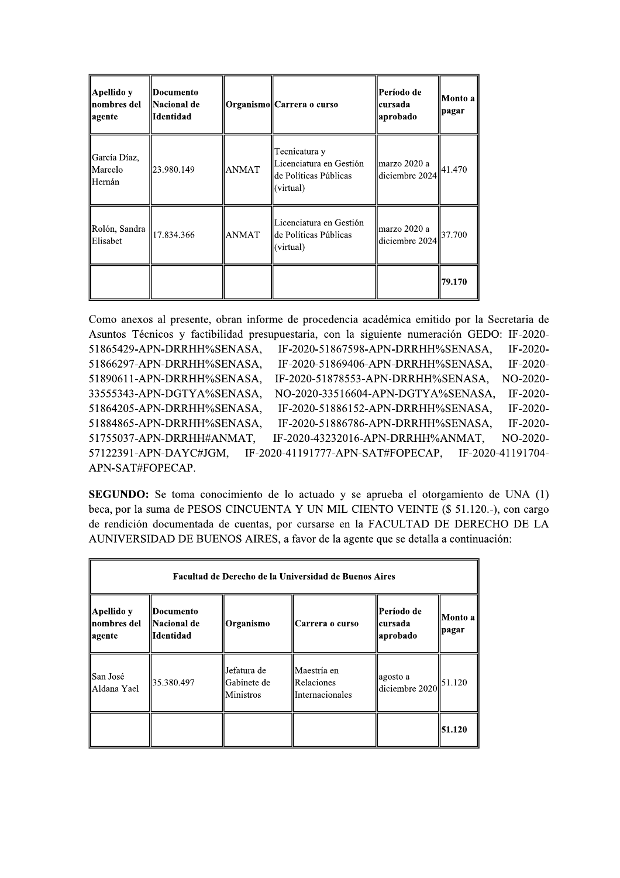| Apellido y nombres del agente | Documento Nacional de Identidad | Organismo | Carrera o curso | Período de cursada aprobado | Monto a pagar |
|---|---|---|---|---|---|
| García Díaz, Marcelo Hernán | 23.980.149 | ANMAT | Tecnicatura y Licenciatura en Gestión de Políticas Públicas (virtual) | marzo 2020 a diciembre 2024 | 41.470 |
| Rolón, Sandra Elisabet | 17.834.366 | ANMAT | Licenciatura en Gestión de Políticas Públicas (virtual) | marzo 2020 a diciembre 2024 | 37.700 |
| | | | | | **79.170** |

Como anexos al presente, obran informe de procedencia académica emitido por la Secretaria de Asuntos Técnicos y factibilidad presupuestaria, con la siguiente numeración GEDO: IF-2020-51865429-APN-DRRHH%SENASA, IF-2020-51867598-APN-DRRHH%SENASA, IF-2020-51866297-APN-DRRHH%SENASA, IF-2020-51869406-APN-DRRHH%SENASA, IF-2020-51890611-APN-DRRHH%SENASA, IF-2020-51878553-APN-DRRHH%SENASA, NO-2020-33555343-APN-DGTYA%SENASA, NO-2020-33516604-APN-DGTYA%SENASA, IF-2020-51864205-APN-DRRHH%SENASA, IF-2020-51886152-APN-DRRHH%SENASA, IF-2020-51884865-APN-DRRHH%SENASA, IF-2020-51886786-APN-DRRHH%SENASA, IF-2020-51755037-APN-DRRHH#ANMAT, IF-2020-43232016-APN-DRRHH%ANMAT, NO-2020-57122391-APN-DAYC#JGM, IF-2020-41191777-APN-SAT#FOPECAP, IF-2020-41191704-APN-SAT#FOPECAP.

**SEGUNDO:** Se toma conocimiento de lo actuado y se aprueba el otorgamiento de UNA (1) beca, por la suma de PESOS CINCUENTA Y UN MIL CIENTO VEINTE ($ 51.120.-), con cargo de rendición documentada de cuentas, por cursarse en la FACULTAD DE DERECHO DE LA AUNIVERSIDAD DE BUENOS AIRES, a favor de la agente que se detalla a continuación:

| Facultad de Derecho de la Universidad de Buenos Aires | | | | | |
|---|---|---|---|---|---|
| **Apellido y nombres del agente** | **Documento Nacional de Identidad** | **Organismo** | **Carrera o curso** | **Período de cursada aprobado** | **Monto a pagar** |
| San José Aldana Yael | 35.380.497 | Jefatura de Gabinete de Ministros | Maestría en Relaciones Internacionales | agosto a diciembre 2020 | 51.120 |
| | | | | | **51.120** |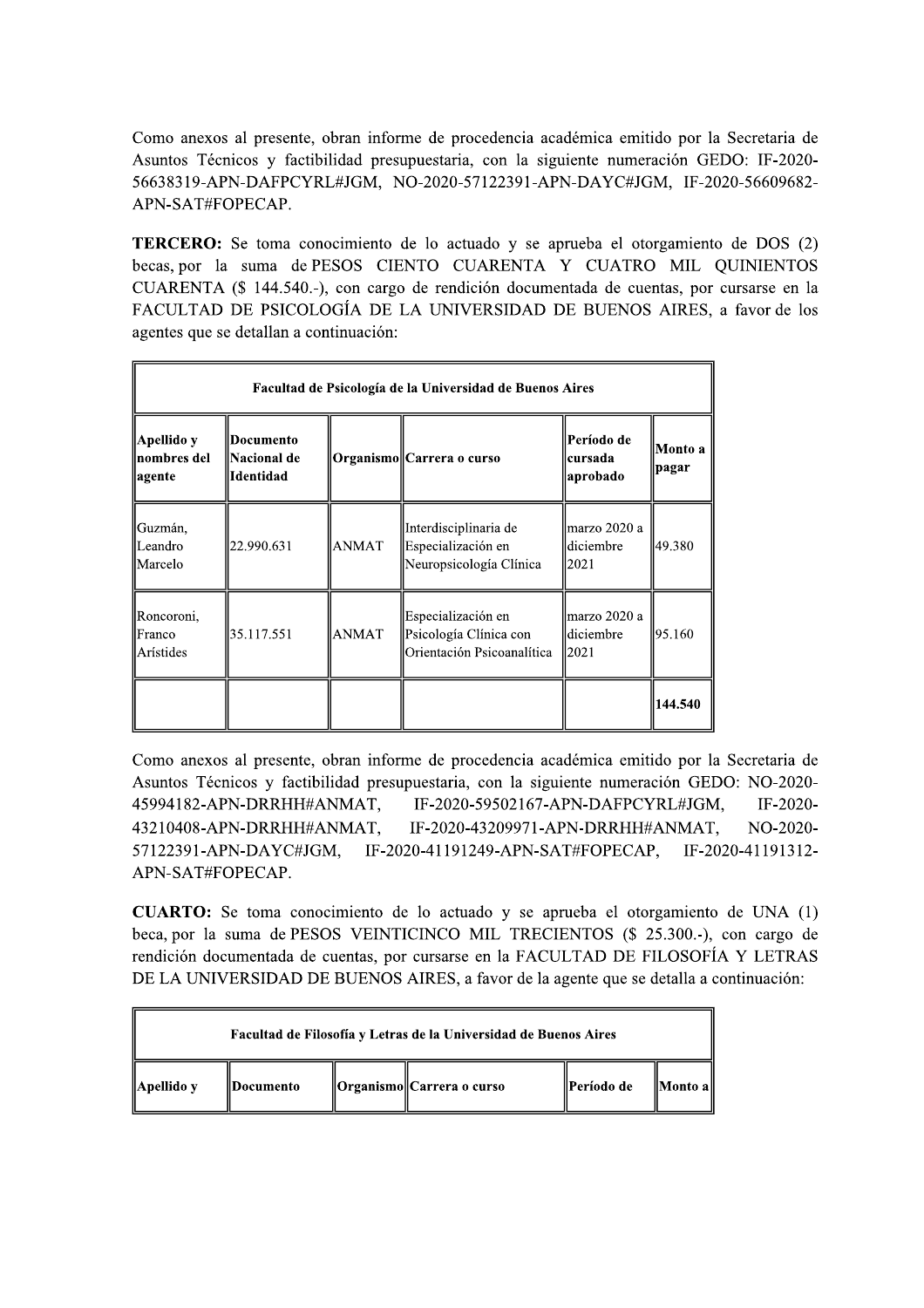Como anexos al presente, obran informe de procedencia académica emitido por la Secretaria de Asuntos Técnicos y factibilidad presupuestaria, con la siguiente numeración GEDO: IF-2020-56638319-APN-DAFPCYRL#JGM, NO-2020-57122391-APN-DAYC#JGM, IF-2020-56609682-APN-SAT#FOPECAP.

**TERCERO:** Se toma conocimiento de lo actuado y se aprueba el otorgamiento de DOS (2) becas, por la suma de PESOS CIENTO CUARENTA Y CUATRO MIL QUINIENTOS CUARENTA ($ 144.540.-), con cargo de rendición documentada de cuentas, por cursarse en la FACULTAD DE PSICOLOGÍA DE LA UNIVERSIDAD DE BUENOS AIRES, a favor de los agentes que se detallan a continuación:

| **Facultad de Psicología de la Universidad de Buenos Aires** | | | | | |
|---|---|---|---|---|---|
| **Apellido y nombres del agente** | **Documento Nacional de Identidad** | **Organismo** | **Carrera o curso** | **Período de cursada aprobado** | **Monto a pagar** |
| Guzmán, Leandro Marcelo | 22.990.631 | ANMAT | Interdisciplinaria de Especialización en Neuropsicología Clínica | marzo 2020 a diciembre 2021 | 49.380 |
| Roncoroni, Franco Arístides | 35.117.551 | ANMAT | Especialización en Psicología Clínica con Orientación Psicoanalítica | marzo 2020 a diciembre 2021 | 95.160 |
| | | | | | **144.540** |

Como anexos al presente, obran informe de procedencia académica emitido por la Secretaria de Asuntos Técnicos y factibilidad presupuestaria, con la siguiente numeración GEDO: NO-2020-45994182-APN-DRRHH#ANMAT, IF-2020-59502167-APN-DAFPCYRL#JGM, IF-2020-43210408-APN-DRRHH#ANMAT, IF-2020-43209971-APN-DRRHH#ANMAT, NO-2020-57122391-APN-DAYC#JGM, IF-2020-41191249-APN-SAT#FOPECAP, IF-2020-41191312-APN-SAT#FOPECAP.

**CUARTO:** Se toma conocimiento de lo actuado y se aprueba el otorgamiento de UNA (1) beca, por la suma de PESOS VEINTICINCO MIL TRECIENTOS ($ 25.300.-), con cargo de rendición documentada de cuentas, por cursarse en la FACULTAD DE FILOSOFÍA Y LETRAS DE LA UNIVERSIDAD DE BUENOS AIRES, a favor de la agente que se detalla a continuación:

| **Facultad de Filosofía y Letras de la Universidad de Buenos Aires** | | | | | |
|---|---|---|---|---|---|
| **Apellido y** | **Documento** | **Organismo** | **Carrera o curso** | **Período de** | **Monto a** |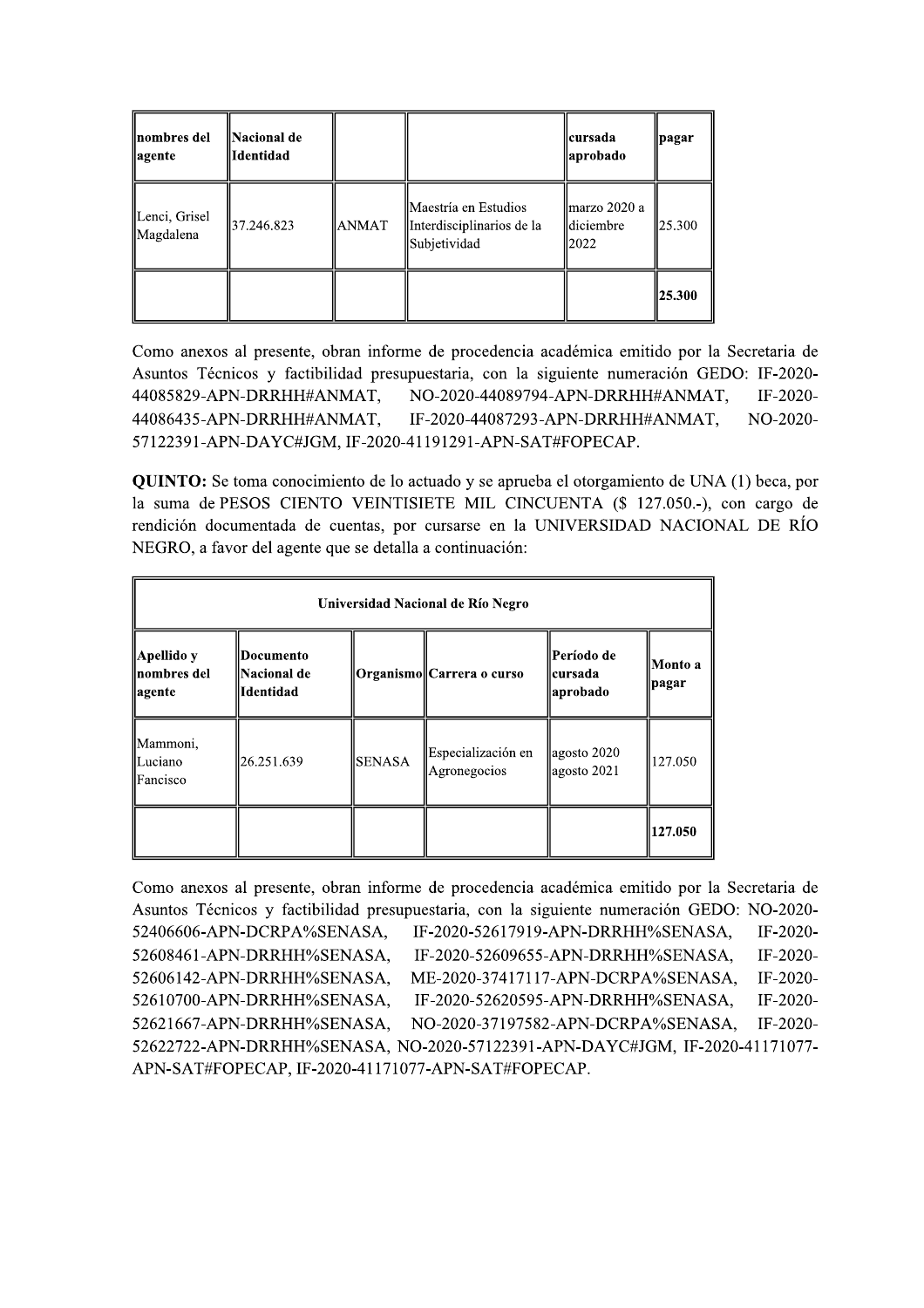| nombres del agente | Nacional de Identidad | | | cursada aprobado | pagar |
|---|---|---|---|---|---|
| Lenci, Grisel Magdalena | 37.246.823 | ANMAT | Maestría en Estudios Interdisciplinarios de la Subjetividad | marzo 2020 a diciembre 2022 | 25.300 |
| | | | | | **25.300** |

Como anexos al presente, obran informe de procedencia académica emitido por la Secretaria de Asuntos Técnicos y factibilidad presupuestaria, con la siguiente numeración GEDO: IF-2020-44085829-APN-DRRHH#ANMAT, NO-2020-44089794-APN-DRRHH#ANMAT, IF-2020-44086435-APN-DRRHH#ANMAT, IF-2020-44087293-APN-DRRHH#ANMAT, NO-2020-57122391-APN-DAYC#JGM, IF-2020-41191291-APN-SAT#FOPECAP.

**QUINTO:** Se toma conocimiento de lo actuado y se aprueba el otorgamiento de UNA (1) beca, por la suma de PESOS CIENTO VEINTISIETE MIL CINCUENTA ($ 127.050.-), con cargo de rendición documentada de cuentas, por cursarse en la UNIVERSIDAD NACIONAL DE RÍO NEGRO, a favor del agente que se detalla a continuación:

| **Universidad Nacional de Río Negro** | | | | | |
|---|---|---|---|---|---|
| **Apellido y nombres del agente** | **Documento Nacional de Identidad** | **Organismo** | **Carrera o curso** | **Período de cursada aprobado** | **Monto a pagar** |
| Mammoni, Luciano Fancisco | 26.251.639 | SENASA | Especialización en Agronegocios | agosto 2020 agosto 2021 | 127.050 |
| | | | | | **127.050** |

Como anexos al presente, obran informe de procedencia académica emitido por la Secretaria de Asuntos Técnicos y factibilidad presupuestaria, con la siguiente numeración GEDO: NO-2020-52406606-APN-DCRPA%SENASA, IF-2020-52617919-APN-DRRHH%SENASA, IF-2020-52608461-APN-DRRHH%SENASA, IF-2020-52609655-APN-DRRHH%SENASA, IF-2020-52606142-APN-DRRHH%SENASA, ME-2020-37417117-APN-DCRPA%SENASA, IF-2020-52610700-APN-DRRHH%SENASA, IF-2020-52620595-APN-DRRHH%SENASA, IF-2020-52621667-APN-DRRHH%SENASA, NO-2020-37197582-APN-DCRPA%SENASA, IF-2020-52622722-APN-DRRHH%SENASA, NO-2020-57122391-APN-DAYC#JGM, IF-2020-41171077-APN-SAT#FOPECAP, IF-2020-41171077-APN-SAT#FOPECAP.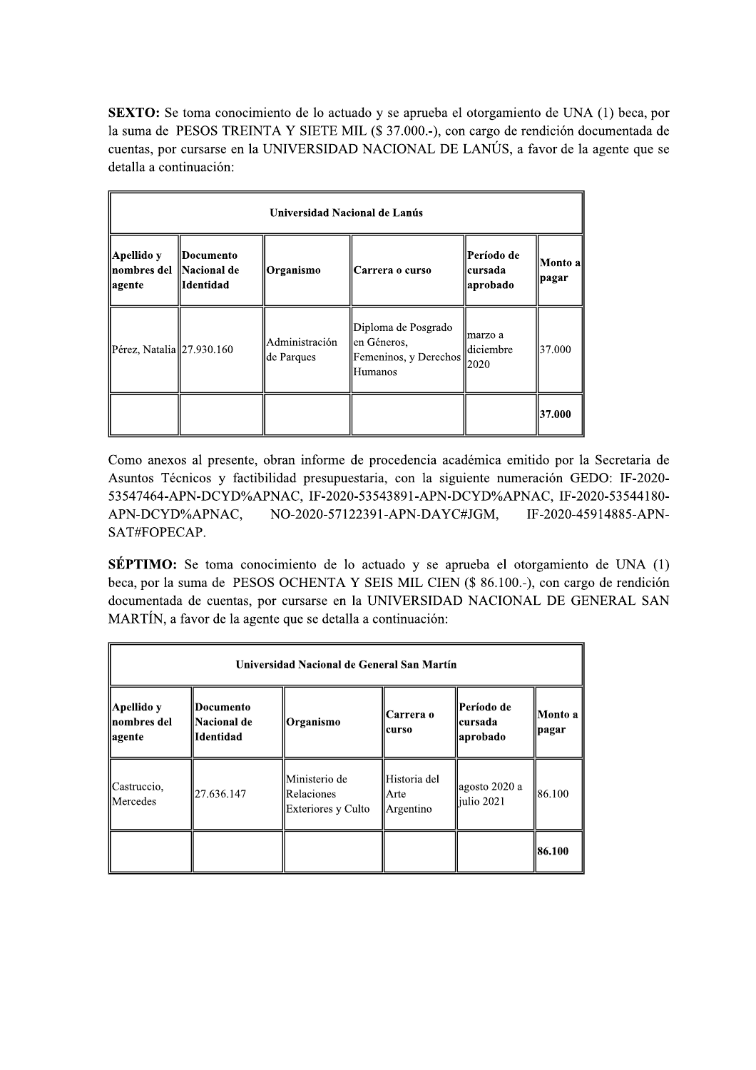**SEXTO:** Se toma conocimiento de lo actuado y se aprueba el otorgamiento de UNA (1) beca, por la suma de PESOS TREINTA Y SIETE MIL ($ 37.000.-), con cargo de rendición documentada de cuentas, por cursarse en la UNIVERSIDAD NACIONAL DE LANÚS, a favor de la agente que se detalla a continuación:

| **Universidad Nacional de Lanús** | | | | | |
|---|---|---|---|---|---|
| **Apellido y nombres del agente** | **Documento Nacional de Identidad** | **Organismo** | **Carrera o curso** | **Período de cursada aprobado** | **Monto a pagar** |
| Pérez, Natalia | 27.930.160 | Administración de Parques | Diploma de Posgrado en Géneros, Femeninos, y Derechos Humanos | marzo a diciembre 2020 | 37.000 |
| | | | | | **37.000** |

Como anexos al presente, obran informe de procedencia académica emitido por la Secretaria de Asuntos Técnicos y factibilidad presupuestaria, con la siguiente numeración GEDO: IF-2020-53547464-APN-DCYD%APNAC, IF-2020-53543891-APN-DCYD%APNAC, IF-2020-53544180-APN-DCYD%APNAC, NO-2020-57122391-APN-DAYC#JGM, IF-2020-45914885-APN-SAT#FOPECAP.

**SÉPTIMO:** Se toma conocimiento de lo actuado y se aprueba el otorgamiento de UNA (1) beca, por la suma de PESOS OCHENTA Y SEIS MIL CIEN ($ 86.100.-), con cargo de rendición documentada de cuentas, por cursarse en la UNIVERSIDAD NACIONAL DE GENERAL SAN MARTÍN, a favor de la agente que se detalla a continuación:

| **Universidad Nacional de General San Martín** | | | | | |
|---|---|---|---|---|---|
| **Apellido y nombres del agente** | **Documento Nacional de Identidad** | **Organismo** | **Carrera o curso** | **Período de cursada aprobado** | **Monto a pagar** |
| Castruccio, Mercedes | 27.636.147 | Ministerio de Relaciones Exteriores y Culto | Historia del Arte Argentino | agosto 2020 a julio 2021 | 86.100 |
| | | | | | **86.100** |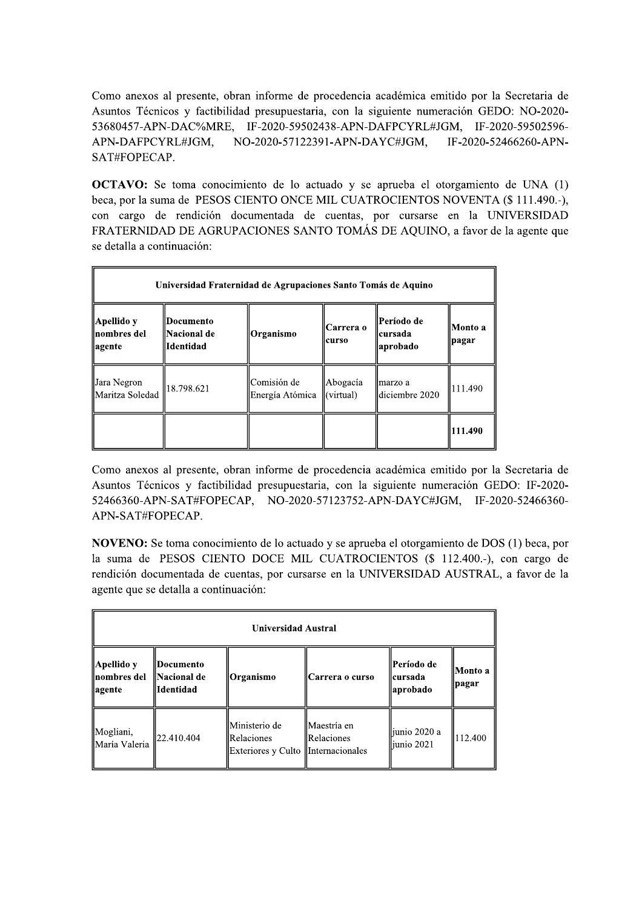Como anexos al presente, obran informe de procedencia académica emitido por la Secretaria de Asuntos Técnicos y factibilidad presupuestaria, con la siguiente numeración GEDO: NO-2020-53680457-APN-DAC%MRE, IF-2020-59502438-APN-DAFPCYRL#JGM, IF-2020-59502596-APN-DAFPCYRL#JGM, NO-2020-57122391-APN-DAYC#JGM, IF-2020-52466260-APN-SAT#FOPECAP.

**OCTAVO:** Se toma conocimiento de lo actuado y se aprueba el otorgamiento de UNA (1) beca, por la suma de PESOS CIENTO ONCE MIL CUATROCIENTOS NOVENTA ($ 111.490.-), con cargo de rendición documentada de cuentas, por cursarse en la UNIVERSIDAD FRATERNIDAD DE AGRUPACIONES SANTO TOMÁS DE AQUINO, a favor de la agente que se detalla a continuación:

| **Universidad Fraternidad de Agrupaciones Santo Tomás de Aquino** | | | | | |
|---|---|---|---|---|---|
| **Apellido y nombres del agente** | **Documento Nacional de Identidad** | **Organismo** | **Carrera o curso** | **Período de cursada aprobado** | **Monto a pagar** |
| Jara Negron Maritza Soledad | 18.798.621 | Comisión de Energía Atómica | Abogacía (virtual) | marzo a diciembre 2020 | 111.490 |
| | | | | | **111.490** |

Como anexos al presente, obran informe de procedencia académica emitido por la Secretaria de Asuntos Técnicos y factibilidad presupuestaria, con la siguiente numeración GEDO: IF-2020-52466360-APN-SAT#FOPECAP, NO-2020-57123752-APN-DAYC#JGM, IF-2020-52466360-APN-SAT#FOPECAP.

**NOVENO:** Se toma conocimiento de lo actuado y se aprueba el otorgamiento de DOS (1) beca, por la suma de PESOS CIENTO DOCE MIL CUATROCIENTOS ($ 112.400.-), con cargo de rendición documentada de cuentas, por cursarse en la UNIVERSIDAD AUSTRAL, a favor de la agente que se detalla a continuación:

| **Universidad Austral** | | | | | |
|---|---|---|---|---|---|
| **Apellido y nombres del agente** | **Documento Nacional de Identidad** | **Organismo** | **Carrera o curso** | **Período de cursada aprobado** | **Monto a pagar** |
| Mogliani, María Valeria | 22.410.404 | Ministerio de Relaciones Exteriores y Culto | Maestría en Relaciones Internacionales | junio 2020 a junio 2021 | 112.400 |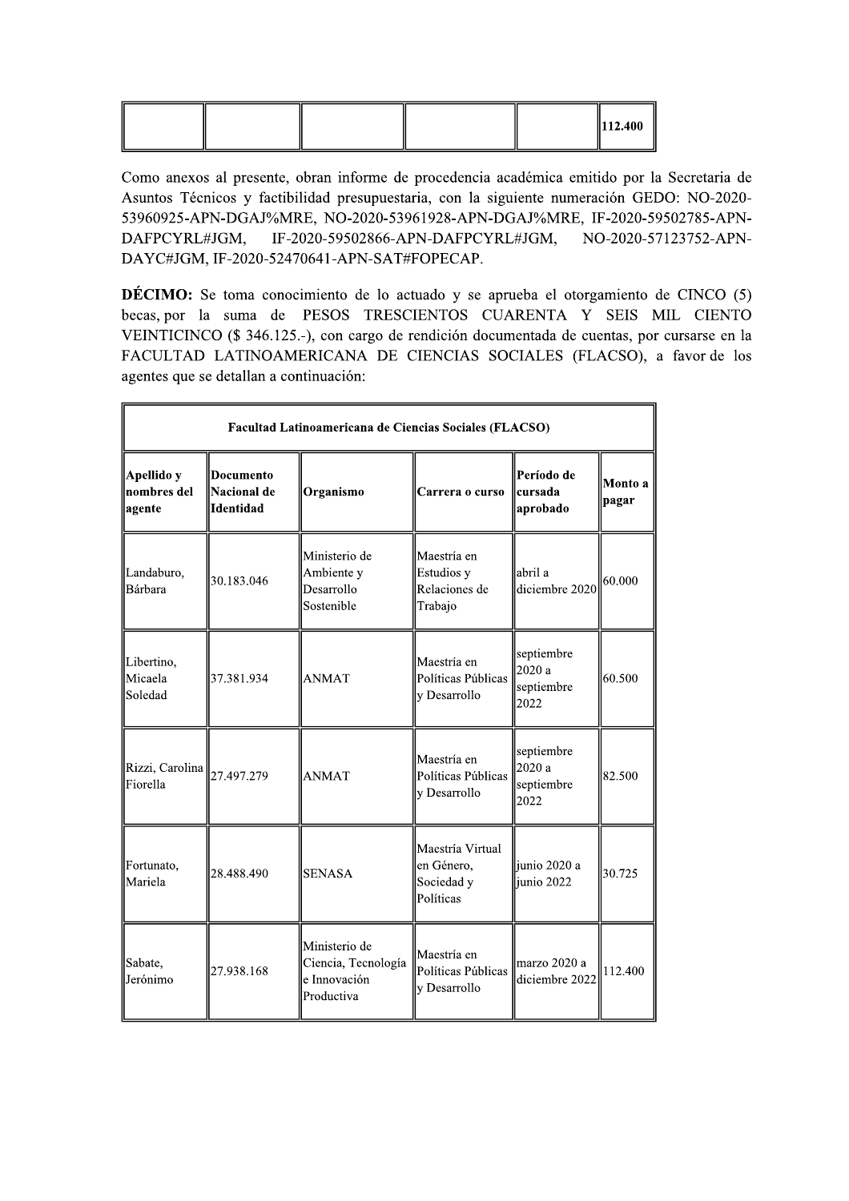| | | | | | 112.400 |
|---|---|---|---|---|---|

Como anexos al presente, obran informe de procedencia académica emitido por la Secretaria de Asuntos Técnicos y factibilidad presupuestaria, con la siguiente numeración GEDO: NO-2020-53960925-APN-DGAJ%MRE, NO-2020-53961928-APN-DGAJ%MRE, IF-2020-59502785-APN-DAFPCYRL#JGM, IF-2020-59502866-APN-DAFPCYRL#JGM, NO-2020-57123752-APN-DAYC#JGM, IF-2020-52470641-APN-SAT#FOPECAP.

**DÉCIMO:** Se toma conocimiento de lo actuado y se aprueba el otorgamiento de CINCO (5) becas, por la suma de PESOS TRESCIENTOS CUARENTA Y SEIS MIL CIENTO VEINTICINCO ($ 346.125.-), con cargo de rendición documentada de cuentas, por cursarse en la FACULTAD LATINOAMERICANA DE CIENCIAS SOCIALES (FLACSO), a favor de los agentes que se detallan a continuación:

| **Facultad Latinoamericana de Ciencias Sociales (FLACSO)** | | | | | |
|---|---|---|---|---|---|
| **Apellido y nombres del agente** | **Documento Nacional de Identidad** | **Organismo** | **Carrera o curso** | **Período de cursada aprobado** | **Monto a pagar** |
| Landaburo, Bárbara | 30.183.046 | Ministerio de Ambiente y Desarrollo Sostenible | Maestría en Estudios y Relaciones de Trabajo | abril a diciembre 2020 | 60.000 |
| Libertino, Micaela Soledad | 37.381.934 | ANMAT | Maestría en Políticas Públicas y Desarrollo | septiembre 2020 a septiembre 2022 | 60.500 |
| Rizzi, Carolina Fiorella | 27.497.279 | ANMAT | Maestría en Políticas Públicas y Desarrollo | septiembre 2020 a septiembre 2022 | 82.500 |
| Fortunato, Mariela | 28.488.490 | SENASA | Maestría Virtual en Género, Sociedad y Políticas | junio 2020 a junio 2022 | 30.725 |
| Sabate, Jerónimo | 27.938.168 | Ministerio de Ciencia, Tecnología e Innovación Productiva | Maestría en Políticas Públicas y Desarrollo | marzo 2020 a diciembre 2022 | 112.400 |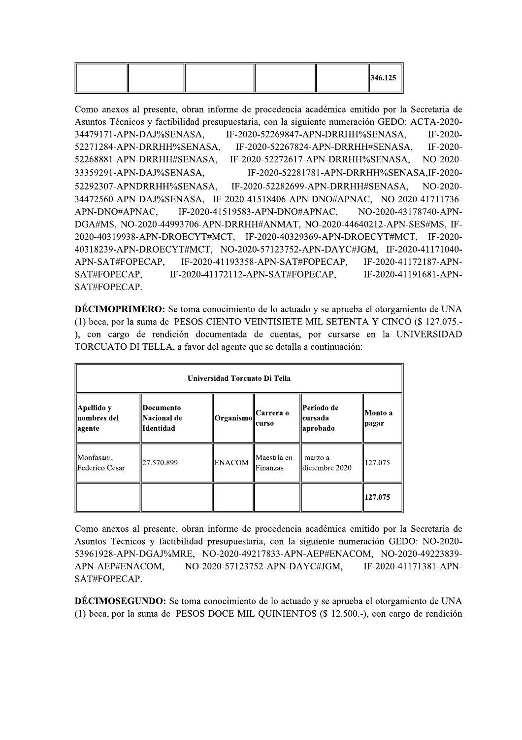| | | | | | |
|---|---|---|---|---|---|
| | | | | | **346.125** |

Como anexos al presente, obran informe de procedencia académica emitido por la Secretaria de Asuntos Técnicos y factibilidad presupuestaria, con la siguiente numeración GEDO: ACTA-2020-34479171-APN-DAJ%SENASA, IF-2020-52269847-APN-DRRHH%SENASA, IF-2020-52271284-APN-DRRHH%SENASA, IF-2020-52267824-APN-DRRHH#SENASA, IF-2020-52268881-APN-DRRHH#SENASA, IF-2020-52272617-APN-DRRHH%SENASA, NO-2020-33359291-APN-DAJ%SENASA, IF-2020-52281781-APN-DRRHH%SENASA,IF-2020-52292307-APNDRRHH%SENASA, IF-2020-52282699-APN-DRRHH#SENASA, NO-2020-34472560-APN-DAJ%SENASA, IF-2020-41518406-APN-DNO#APNAC, NO-2020-41711736-APN-DNO#APNAC, IF-2020-41519583-APN-DNO#APNAC, NO-2020-43178740-APN-DGA#MS, NO-2020-44993706-APN-DRRHH#ANMAT, NO-2020-44640212-APN-SES#MS, IF-2020-40319938-APN-DROECYT#MCT, IF-2020-40329369-APN-DROECYT#MCT, IF-2020-40318239-APN-DROECYT#MCT, NO-2020-57123752-APN-DAYC#JGM, IF-2020-41171040-APN-SAT#FOPECAP, IF-2020-41193358-APN-SAT#FOPECAP, IF-2020-41172187-APN-SAT#FOPECAP, IF-2020-41172112-APN-SAT#FOPECAP, IF-2020-41191681-APN-SAT#FOPECAP.

**DÉCIMOPRIMERO:** Se toma conocimiento de lo actuado y se aprueba el otorgamiento de UNA (1) beca, por la suma de PESOS CIENTO VEINTISIETE MIL SETENTA Y CINCO ($ 127.075.-), con cargo de rendición documentada de cuentas, por cursarse en la UNIVERSIDAD TORCUATO DI TELLA, a favor del agente que se detalla a continuación:

| **Universidad Torcuato Di Tella** | | | | | |
|---|---|---|---|---|---|
| **Apellido y nombres del agente** | **Documento Nacional de Identidad** | **Organismo** | **Carrera o curso** | **Período de cursada aprobado** | **Monto a pagar** |
| Monfasani, Federico César | 27.570.899 | ENACOM | Maestría en Finanzas | marzo a diciembre 2020 | 127.075 |
| | | | | | **127.075** |

Como anexos al presente, obran informe de procedencia académica emitido por la Secretaria de Asuntos Técnicos y factibilidad presupuestaria, con la siguiente numeración GEDO: NO-2020-53961928-APN-DGAJ%MRE, NO-2020-49217833-APN-AEP#ENACOM, NO-2020-49223839-APN-AEP#ENACOM, NO-2020-57123752-APN-DAYC#JGM, IF-2020-41171381-APN-SAT#FOPECAP.

**DÉCIMOSEGUNDO:** Se toma conocimiento de lo actuado y se aprueba el otorgamiento de UNA (1) beca, por la suma de PESOS DOCE MIL QUINIENTOS ($ 12.500.-), con cargo de rendición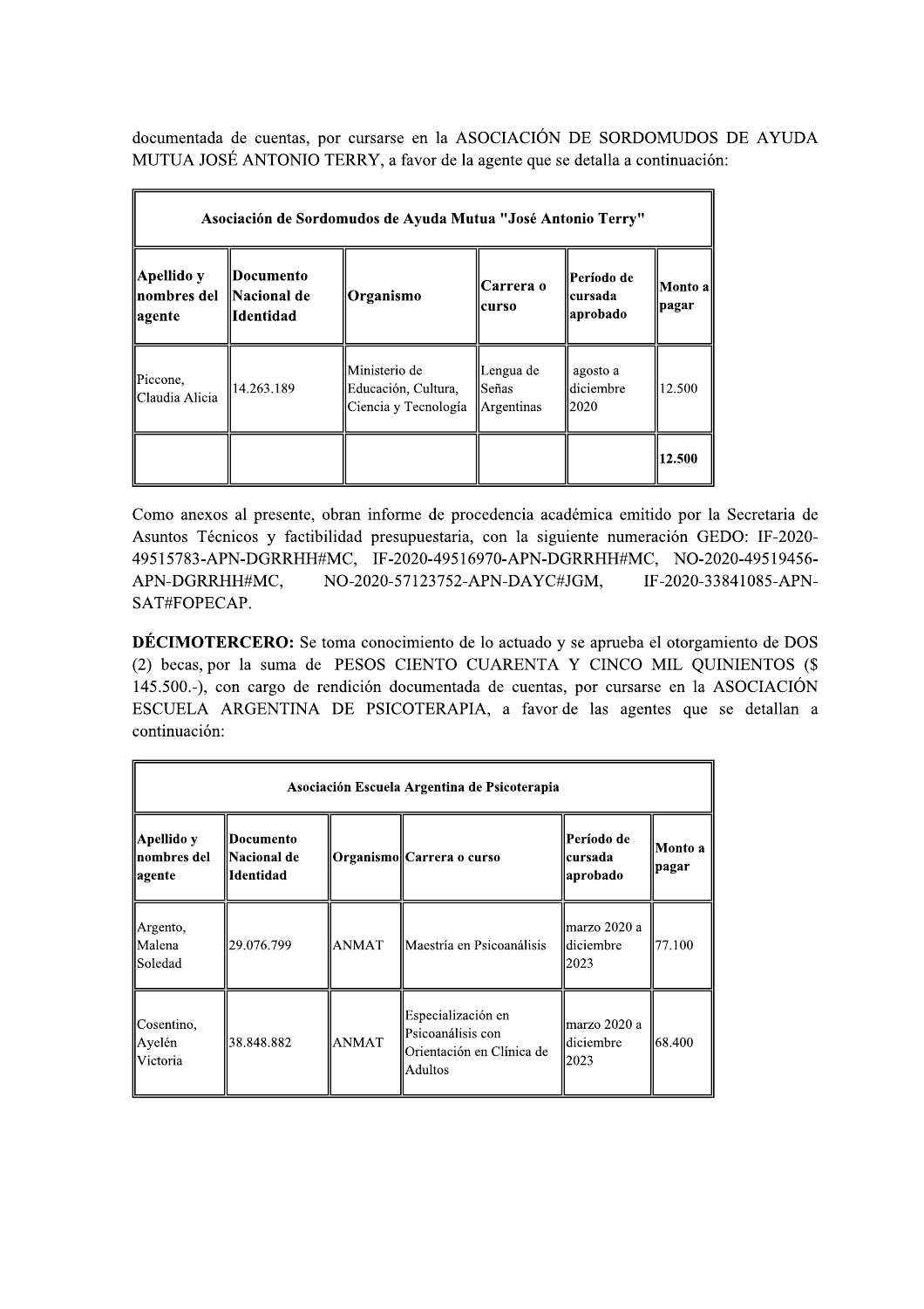documentada de cuentas, por cursarse en la ASOCIACIÓN DE SORDOMUDOS DE AYUDA MUTUA JOSÉ ANTONIO TERRY, a favor de la agente que se detalla a continuación:

| Asociación de Sordomudos de Ayuda Mutua "José Antonio Terry" | | | | | |
|---|---|---|---|---|---|
| **Apellido y nombres del agente** | **Documento Nacional de Identidad** | **Organismo** | **Carrera o curso** | **Período de cursada aprobado** | **Monto a pagar** |
| Piccone, Claudia Alicia | 14.263.189 | Ministerio de Educación, Cultura, Ciencia y Tecnología | Lengua de Señas Argentinas | agosto a diciembre 2020 | 12.500 |
| | | | | | **12.500** |

Como anexos al presente, obran informe de procedencia académica emitido por la Secretaria de Asuntos Técnicos y factibilidad presupuestaria, con la siguiente numeración GEDO: IF-2020-49515783-APN-DGRRHH#MC, IF-2020-49516970-APN-DGRRHH#MC, NO-2020-49519456-APN-DGRRHH#MC, NO-2020-57123752-APN-DAYC#JGM, IF-2020-33841085-APN-SAT#FOPECAP.

**DÉCIMOTERCERO:** Se toma conocimiento de lo actuado y se aprueba el otorgamiento de DOS (2) becas, por la suma de PESOS CIENTO CUARENTA Y CINCO MIL QUINIENTOS ($ 145.500.-), con cargo de rendición documentada de cuentas, por cursarse en la ASOCIACIÓN ESCUELA ARGENTINA DE PSICOTERAPIA, a favor de las agentes que se detallan a continuación:

| Asociación Escuela Argentina de Psicoterapia | | | | | |
|---|---|---|---|---|---|
| **Apellido y nombres del agente** | **Documento Nacional de Identidad** | **Organismo** | **Carrera o curso** | **Período de cursada aprobado** | **Monto a pagar** |
| Argento, Malena Soledad | 29.076.799 | ANMAT | Maestría en Psicoanálisis | marzo 2020 a diciembre 2023 | 77.100 |
| Cosentino, Ayelén Victoria | 38.848.882 | ANMAT | Especialización en Psicoanálisis con Orientación en Clínica de Adultos | marzo 2020 a diciembre 2023 | 68.400 |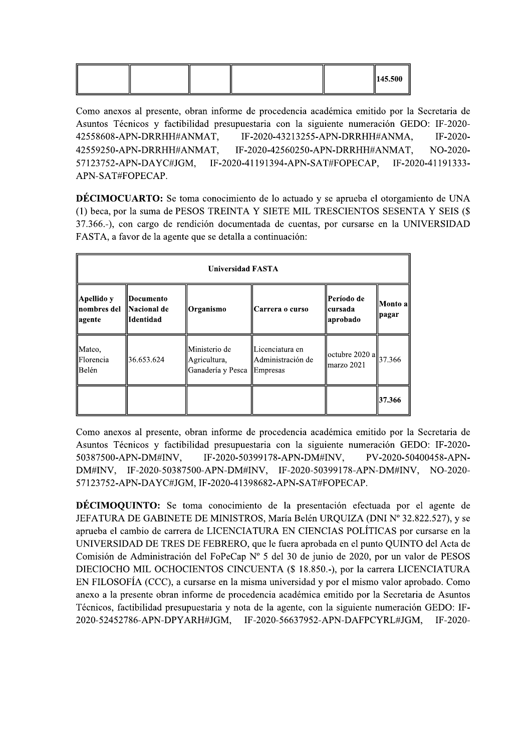| | | | | | |
|---|---|---|---|---|---|
| | | | | | **145.500** |

Como anexos al presente, obran informe de procedencia académica emitido por la Secretaria de Asuntos Técnicos y factibilidad presupuestaria con la siguiente numeración GEDO: IF-2020-42558608-APN-DRRHH#ANMAT, IF-2020-43213255-APN-DRRHH#ANMA, IF-2020-42559250-APN-DRRHH#ANMAT, IF-2020-42560250-APN-DRRHH#ANMAT, NO-2020-57123752-APN-DAYC#JGM, IF-2020-41191394-APN-SAT#FOPECAP, IF-2020-41191333-APN-SAT#FOPECAP.

**DÉCIMOCUARTO:** Se toma conocimiento de lo actuado y se aprueba el otorgamiento de UNA (1) beca, por la suma de PESOS TREINTA Y SIETE MIL TRESCIENTOS SESENTA Y SEIS ($ 37.366.-), con cargo de rendición documentada de cuentas, por cursarse en la UNIVERSIDAD FASTA, a favor de la agente que se detalla a continuación:

| **Universidad FASTA** | | | | | |
|---|---|---|---|---|---|
| **Apellido y nombres del agente** | **Documento Nacional de Identidad** | **Organismo** | **Carrera o curso** | **Período de cursada aprobado** | **Monto a pagar** |
| Mateo, Florencia Belén | 36.653.624 | Ministerio de Agricultura, Ganadería y Pesca | Licenciatura en Administración de Empresas | octubre 2020 a marzo 2021 | 37.366 |
| | | | | | **37.366** |

Como anexos al presente, obran informe de procedencia académica emitido por la Secretaria de Asuntos Técnicos y factibilidad presupuestaria con la siguiente numeración GEDO: IF-2020-50387500-APN-DM#INV, IF-2020-50399178-APN-DM#INV, PV-2020-50400458-APN-DM#INV, IF-2020-50387500-APN-DM#INV, IF-2020-50399178-APN-DM#INV, NO-2020-57123752-APN-DAYC#JGM, IF-2020-41398682-APN-SAT#FOPECAP.

**DÉCIMOQUINTO:** Se toma conocimiento de la presentación efectuada por el agente de JEFATURA DE GABINETE DE MINISTROS, María Belén URQUIZA (DNI Nº 32.822.527), y se aprueba el cambio de carrera de LICENCIATURA EN CIENCIAS POLÍTICAS por cursarse en la UNIVERSIDAD DE TRES DE FEBRERO, que le fuera aprobada en el punto QUINTO del Acta de Comisión de Administración del FoPeCap Nº 5 del 30 de junio de 2020, por un valor de PESOS DIECIOCHO MIL OCHOCIENTOS CINCUENTA ($ 18.850.-), por la carrera LICENCIATURA EN FILOSOFÍA (CCC), a cursarse en la misma universidad y por el mismo valor aprobado. Como anexo a la presente obran informe de procedencia académica emitido por la Secretaria de Asuntos Técnicos, factibilidad presupuestaria y nota de la agente, con la siguiente numeración GEDO: IF-2020-52452786-APN-DPYARH#JGM, IF-2020-56637952-APN-DAFPCYRL#JGM, IF-2020-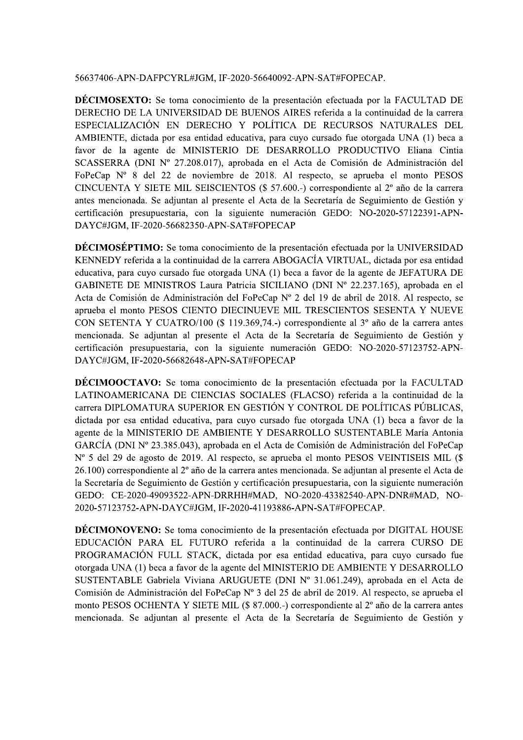56637406-APN-DAFPCYRL#JGM, IF-2020-56640092-APN-SAT#FOPECAP.

**DÉCIMOSEXTO:** Se toma conocimiento de la presentación efectuada por la FACULTAD DE DERECHO DE LA UNIVERSIDAD DE BUENOS AIRES referida a la continuidad de la carrera ESPECIALIZACIÓN EN DERECHO Y POLÍTICA DE RECURSOS NATURALES DEL AMBIENTE, dictada por esa entidad educativa, para cuyo cursado fue otorgada UNA (1) beca a favor de la agente de MINISTERIO DE DESARROLLO PRODUCTIVO Eliana Cintia SCASSERRA (DNI Nº 27.208.017), aprobada en el Acta de Comisión de Administración del FoPeCap Nº 8 del 22 de noviembre de 2018. Al respecto, se aprueba el monto PESOS CINCUENTA Y SIETE MIL SEISCIENTOS ($ 57.600.-) correspondiente al 2º año de la carrera antes mencionada. Se adjuntan al presente el Acta de la Secretaría de Seguimiento de Gestión y certificación presupuestaria, con la siguiente numeración GEDO: NO-2020-57122391-APN-DAYC#JGM, IF-2020-56682350-APN-SAT#FOPECAP

**DÉCIMOSÉPTIMO:** Se toma conocimiento de la presentación efectuada por la UNIVERSIDAD KENNEDY referida a la continuidad de la carrera ABOGACÍA VIRTUAL, dictada por esa entidad educativa, para cuyo cursado fue otorgada UNA (1) beca a favor de la agente de JEFATURA DE GABINETE DE MINISTROS Laura Patricia SICILIANO (DNI Nº 22.237.165), aprobada en el Acta de Comisión de Administración del FoPeCap Nº 2 del 19 de abril de 2018. Al respecto, se aprueba el monto PESOS CIENTO DIECINUEVE MIL TRESCIENTOS SESENTA Y NUEVE CON SETENTA Y CUATRO/100 ($ 119.369,74.-) correspondiente al 3º año de la carrera antes mencionada. Se adjuntan al presente el Acta de la Secretaría de Seguimiento de Gestión y certificación presupuestaria, con la siguiente numeración GEDO: NO-2020-57123752-APN-DAYC#JGM, IF-2020-56682648-APN-SAT#FOPECAP

**DÉCIMOOCTAVO:** Se toma conocimiento de la presentación efectuada por la FACULTAD LATINOAMERICANA DE CIENCIAS SOCIALES (FLACSO) referida a la continuidad de la carrera DIPLOMATURA SUPERIOR EN GESTIÓN Y CONTROL DE POLÍTICAS PÚBLICAS, dictada por esa entidad educativa, para cuyo cursado fue otorgada UNA (1) beca a favor de la agente de la MINISTERIO DE AMBIENTE Y DESARROLLO SUSTENTABLE María Antonia GARCÍA (DNI Nº 23.385.043), aprobada en el Acta de Comisión de Administración del FoPeCap Nº 5 del 29 de agosto de 2019. Al respecto, se aprueba el monto PESOS VEINTISEIS MIL ($ 26.100) correspondiente al 2º año de la carrera antes mencionada. Se adjuntan al presente el Acta de la Secretaría de Seguimiento de Gestión y certificación presupuestaria, con la siguiente numeración GEDO: CE-2020-49093522-APN-DRRHH#MAD, NO-2020-43382540-APN-DNR#MAD, NO-2020-57123752-APN-DAYC#JGM, IF-2020-41193886-APN-SAT#FOPECAP.

**DÉCIMONOVENO:** Se toma conocimiento de la presentación efectuada por DIGITAL HOUSE EDUCACIÓN PARA EL FUTURO referida a la continuidad de la carrera CURSO DE PROGRAMACIÓN FULL STACK, dictada por esa entidad educativa, para cuyo cursado fue otorgada UNA (1) beca a favor de la agente del MINISTERIO DE AMBIENTE Y DESARROLLO SUSTENTABLE Gabriela Viviana ARUGUETE (DNI Nº 31.061.249), aprobada en el Acta de Comisión de Administración del FoPeCap Nº 3 del 25 de abril de 2019. Al respecto, se aprueba el monto PESOS OCHENTA Y SIETE MIL ($ 87.000.-) correspondiente al 2º año de la carrera antes mencionada. Se adjuntan al presente el Acta de la Secretaría de Seguimiento de Gestión y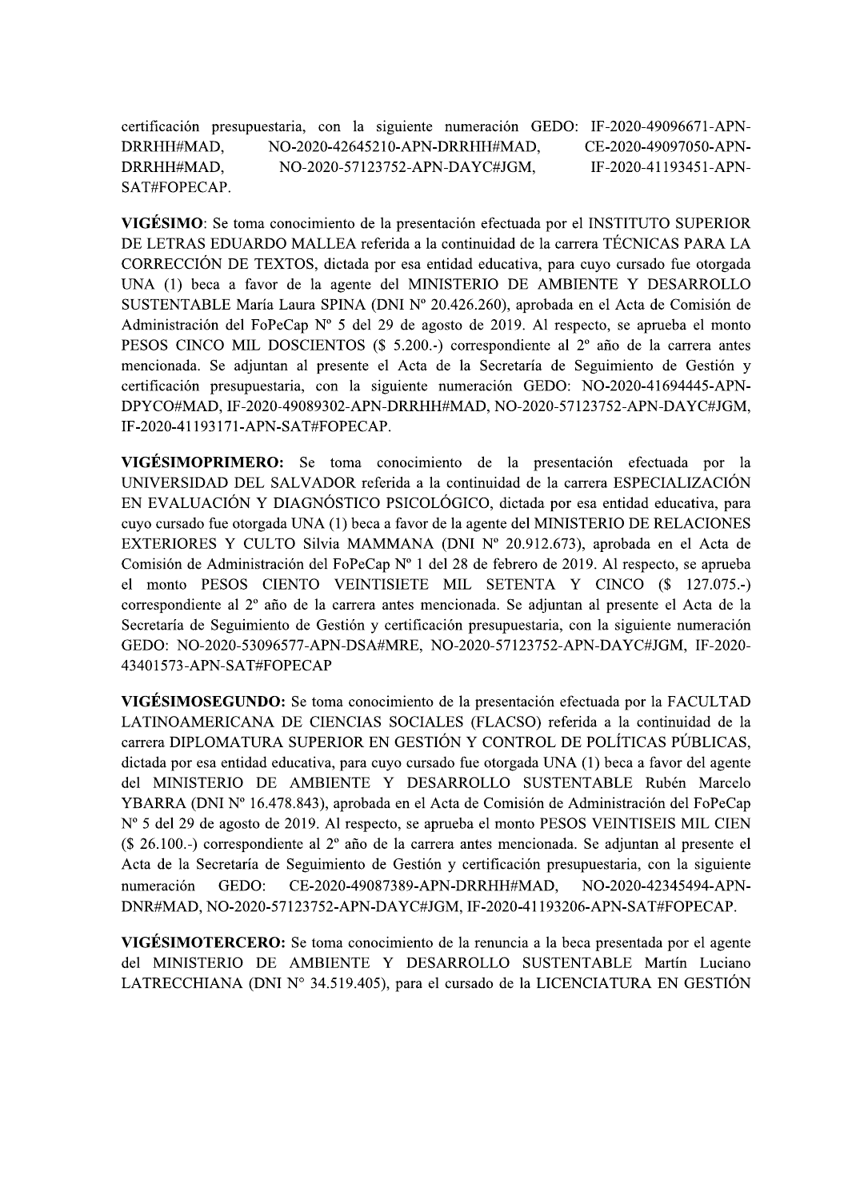certificación presupuestaria, con la siguiente numeración GEDO: IF-2020-49096671-APN-DRRHH#MAD, NO-2020-42645210-APN-DRRHH#MAD, CE-2020-49097050-APN-DRRHH#MAD, NO-2020-57123752-APN-DAYC#JGM, IF-2020-41193451-APN-SAT#FOPECAP.

**VIGÉSIMO**: Se toma conocimiento de la presentación efectuada por el INSTITUTO SUPERIOR DE LETRAS EDUARDO MALLEA referida a la continuidad de la carrera TÉCNICAS PARA LA CORRECCIÓN DE TEXTOS, dictada por esa entidad educativa, para cuyo cursado fue otorgada UNA (1) beca a favor de la agente del MINISTERIO DE AMBIENTE Y DESARROLLO SUSTENTABLE María Laura SPINA (DNI Nº 20.426.260), aprobada en el Acta de Comisión de Administración del FoPeCap Nº 5 del 29 de agosto de 2019. Al respecto, se aprueba el monto PESOS CINCO MIL DOSCIENTOS ($ 5.200.-) correspondiente al 2º año de la carrera antes mencionada. Se adjuntan al presente el Acta de la Secretaría de Seguimiento de Gestión y certificación presupuestaria, con la siguiente numeración GEDO: NO-2020-41694445-APN-DPYCO#MAD, IF-2020-49089302-APN-DRRHH#MAD, NO-2020-57123752-APN-DAYC#JGM, IF-2020-41193171-APN-SAT#FOPECAP.

**VIGÉSIMOPRIMERO:** Se toma conocimiento de la presentación efectuada por la UNIVERSIDAD DEL SALVADOR referida a la continuidad de la carrera ESPECIALIZACIÓN EN EVALUACIÓN Y DIAGNÓSTICO PSICOLÓGICO, dictada por esa entidad educativa, para cuyo cursado fue otorgada UNA (1) beca a favor de la agente del MINISTERIO DE RELACIONES EXTERIORES Y CULTO Silvia MAMMANA (DNI Nº 20.912.673), aprobada en el Acta de Comisión de Administración del FoPeCap Nº 1 del 28 de febrero de 2019. Al respecto, se aprueba el monto PESOS CIENTO VEINTISIETE MIL SETENTA Y CINCO ($ 127.075.-) correspondiente al 2º año de la carrera antes mencionada. Se adjuntan al presente el Acta de la Secretaría de Seguimiento de Gestión y certificación presupuestaria, con la siguiente numeración GEDO: NO-2020-53096577-APN-DSA#MRE, NO-2020-57123752-APN-DAYC#JGM, IF-2020-43401573-APN-SAT#FOPECAP

**VIGÉSIMOSEGUNDO:** Se toma conocimiento de la presentación efectuada por la FACULTAD LATINOAMERICANA DE CIENCIAS SOCIALES (FLACSO) referida a la continuidad de la carrera DIPLOMATURA SUPERIOR EN GESTIÓN Y CONTROL DE POLÍTICAS PÚBLICAS, dictada por esa entidad educativa, para cuyo cursado fue otorgada UNA (1) beca a favor del agente del MINISTERIO DE AMBIENTE Y DESARROLLO SUSTENTABLE Rubén Marcelo YBARRA (DNI Nº 16.478.843), aprobada en el Acta de Comisión de Administración del FoPeCap Nº 5 del 29 de agosto de 2019. Al respecto, se aprueba el monto PESOS VEINTISEIS MIL CIEN ($ 26.100.-) correspondiente al 2º año de la carrera antes mencionada. Se adjuntan al presente el Acta de la Secretaría de Seguimiento de Gestión y certificación presupuestaria, con la siguiente numeración GEDO: CE-2020-49087389-APN-DRRHH#MAD, NO-2020-42345494-APN-DNR#MAD, NO-2020-57123752-APN-DAYC#JGM, IF-2020-41193206-APN-SAT#FOPECAP.

**VIGÉSIMOTERCERO:** Se toma conocimiento de la renuncia a la beca presentada por el agente del MINISTERIO DE AMBIENTE Y DESARROLLO SUSTENTABLE Martín Luciano LATRECCHIANA (DNI N° 34.519.405), para el cursado de la LICENCIATURA EN GESTIÓN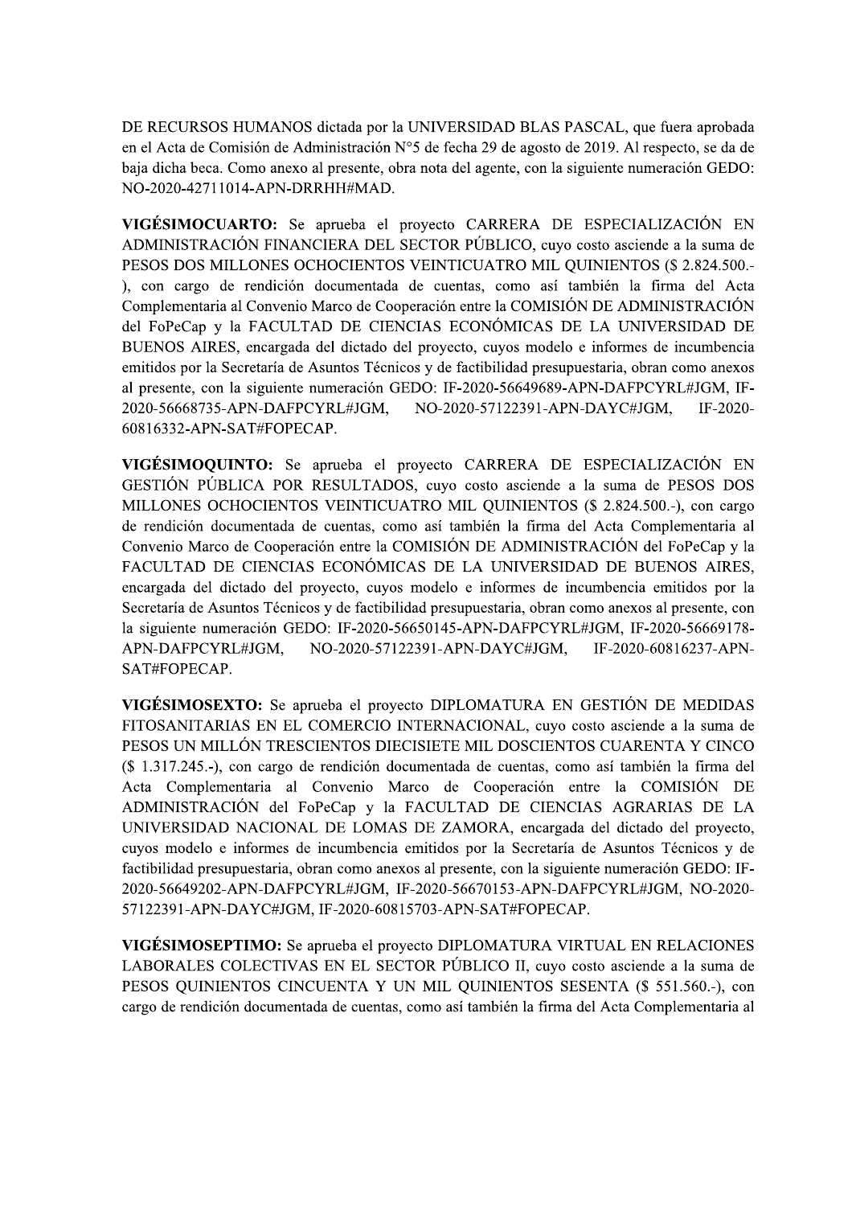DE RECURSOS HUMANOS dictada por la UNIVERSIDAD BLAS PASCAL, que fuera aprobada en el Acta de Comisión de Administración N°5 de fecha 29 de agosto de 2019. Al respecto, se da de baja dicha beca. Como anexo al presente, obra nota del agente, con la siguiente numeración GEDO: NO-2020-42711014-APN-DRRHH#MAD.

**VIGÉSIMOCUARTO:** Se aprueba el proyecto CARRERA DE ESPECIALIZACIÓN EN ADMINISTRACIÓN FINANCIERA DEL SECTOR PÚBLICO, cuyo costo asciende a la suma de PESOS DOS MILLONES OCHOCIENTOS VEINTICUATRO MIL QUINIENTOS ($ 2.824.500.-), con cargo de rendición documentada de cuentas, como así también la firma del Acta Complementaria al Convenio Marco de Cooperación entre la COMISIÓN DE ADMINISTRACIÓN del FoPeCap y la FACULTAD DE CIENCIAS ECONÓMICAS DE LA UNIVERSIDAD DE BUENOS AIRES, encargada del dictado del proyecto, cuyos modelo e informes de incumbencia emitidos por la Secretaría de Asuntos Técnicos y de factibilidad presupuestaria, obran como anexos al presente, con la siguiente numeración GEDO: IF-2020-56649689-APN-DAFPCYRL#JGM, IF-2020-56668735-APN-DAFPCYRL#JGM, NO-2020-57122391-APN-DAYC#JGM, IF-2020-60816332-APN-SAT#FOPECAP.

**VIGÉSIMOQUINTO:** Se aprueba el proyecto CARRERA DE ESPECIALIZACIÓN EN GESTIÓN PÚBLICA POR RESULTADOS, cuyo costo asciende a la suma de PESOS DOS MILLONES OCHOCIENTOS VEINTICUATRO MIL QUINIENTOS ($ 2.824.500.-), con cargo de rendición documentada de cuentas, como así también la firma del Acta Complementaria al Convenio Marco de Cooperación entre la COMISIÓN DE ADMINISTRACIÓN del FoPeCap y la FACULTAD DE CIENCIAS ECONÓMICAS DE LA UNIVERSIDAD DE BUENOS AIRES, encargada del dictado del proyecto, cuyos modelo e informes de incumbencia emitidos por la Secretaría de Asuntos Técnicos y de factibilidad presupuestaria, obran como anexos al presente, con la siguiente numeración GEDO: IF-2020-56650145-APN-DAFPCYRL#JGM, IF-2020-56669178-APN-DAFPCYRL#JGM, NO-2020-57122391-APN-DAYC#JGM, IF-2020-60816237-APN-SAT#FOPECAP.

**VIGÉSIMOSEXTO:** Se aprueba el proyecto DIPLOMATURA EN GESTIÓN DE MEDIDAS FITOSANITARIAS EN EL COMERCIO INTERNACIONAL, cuyo costo asciende a la suma de PESOS UN MILLÓN TRESCIENTOS DIECISIETE MIL DOSCIENTOS CUARENTA Y CINCO ($ 1.317.245.-), con cargo de rendición documentada de cuentas, como así también la firma del Acta Complementaria al Convenio Marco de Cooperación entre la COMISIÓN DE ADMINISTRACIÓN del FoPeCap y la FACULTAD DE CIENCIAS AGRARIAS DE LA UNIVERSIDAD NACIONAL DE LOMAS DE ZAMORA, encargada del dictado del proyecto, cuyos modelo e informes de incumbencia emitidos por la Secretaría de Asuntos Técnicos y de factibilidad presupuestaria, obran como anexos al presente, con la siguiente numeración GEDO: IF-2020-56649202-APN-DAFPCYRL#JGM, IF-2020-56670153-APN-DAFPCYRL#JGM, NO-2020-57122391-APN-DAYC#JGM, IF-2020-60815703-APN-SAT#FOPECAP.

**VIGÉSIMOSEPTIMO:** Se aprueba el proyecto DIPLOMATURA VIRTUAL EN RELACIONES LABORALES COLECTIVAS EN EL SECTOR PÚBLICO II, cuyo costo asciende a la suma de PESOS QUINIENTOS CINCUENTA Y UN MIL QUINIENTOS SESENTA ($ 551.560.-), con cargo de rendición documentada de cuentas, como así también la firma del Acta Complementaria al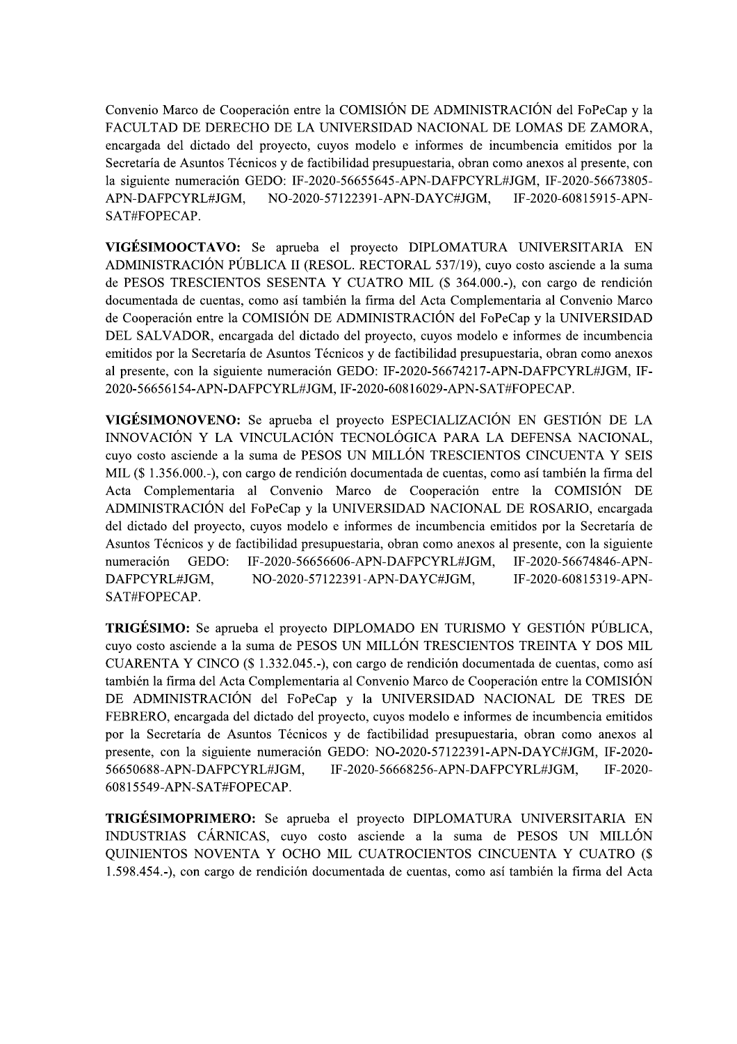Convenio Marco de Cooperación entre la COMISIÓN DE ADMINISTRACIÓN del FoPeCap y la FACULTAD DE DERECHO DE LA UNIVERSIDAD NACIONAL DE LOMAS DE ZAMORA, encargada del dictado del proyecto, cuyos modelo e informes de incumbencia emitidos por la Secretaría de Asuntos Técnicos y de factibilidad presupuestaria, obran como anexos al presente, con la siguiente numeración GEDO: IF-2020-56655645-APN-DAFPCYRL#JGM, IF-2020-56673805-APN-DAFPCYRL#JGM, NO-2020-57122391-APN-DAYC#JGM, IF-2020-60815915-APN-SAT#FOPECAP.

**VIGÉSIMOOCTAVO:** Se aprueba el proyecto DIPLOMATURA UNIVERSITARIA EN ADMINISTRACIÓN PÚBLICA II (RESOL. RECTORAL 537/19), cuyo costo asciende a la suma de PESOS TRESCIENTOS SESENTA Y CUATRO MIL ($ 364.000.-), con cargo de rendición documentada de cuentas, como así también la firma del Acta Complementaria al Convenio Marco de Cooperación entre la COMISIÓN DE ADMINISTRACIÓN del FoPeCap y la UNIVERSIDAD DEL SALVADOR, encargada del dictado del proyecto, cuyos modelo e informes de incumbencia emitidos por la Secretaría de Asuntos Técnicos y de factibilidad presupuestaria, obran como anexos al presente, con la siguiente numeración GEDO: IF-2020-56674217-APN-DAFPCYRL#JGM, IF-2020-56656154-APN-DAFPCYRL#JGM, IF-2020-60816029-APN-SAT#FOPECAP.

**VIGÉSIMONOVENO:** Se aprueba el proyecto ESPECIALIZACIÓN EN GESTIÓN DE LA INNOVACIÓN Y LA VINCULACIÓN TECNOLÓGICA PARA LA DEFENSA NACIONAL, cuyo costo asciende a la suma de PESOS UN MILLÓN TRESCIENTOS CINCUENTA Y SEIS MIL ($ 1.356.000.-), con cargo de rendición documentada de cuentas, como así también la firma del Acta Complementaria al Convenio Marco de Cooperación entre la COMISIÓN DE ADMINISTRACIÓN del FoPeCap y la UNIVERSIDAD NACIONAL DE ROSARIO, encargada del dictado del proyecto, cuyos modelo e informes de incumbencia emitidos por la Secretaría de Asuntos Técnicos y de factibilidad presupuestaria, obran como anexos al presente, con la siguiente numeración GEDO: IF-2020-56656606-APN-DAFPCYRL#JGM, IF-2020-56674846-APN-DAFPCYRL#JGM, NO-2020-57122391-APN-DAYC#JGM, IF-2020-60815319-APN-SAT#FOPECAP.

**TRIGÉSIMO:** Se aprueba el proyecto DIPLOMADO EN TURISMO Y GESTIÓN PÚBLICA, cuyo costo asciende a la suma de PESOS UN MILLÓN TRESCIENTOS TREINTA Y DOS MIL CUARENTA Y CINCO ($ 1.332.045.-), con cargo de rendición documentada de cuentas, como así también la firma del Acta Complementaria al Convenio Marco de Cooperación entre la COMISIÓN DE ADMINISTRACIÓN del FoPeCap y la UNIVERSIDAD NACIONAL DE TRES DE FEBRERO, encargada del dictado del proyecto, cuyos modelo e informes de incumbencia emitidos por la Secretaría de Asuntos Técnicos y de factibilidad presupuestaria, obran como anexos al presente, con la siguiente numeración GEDO: NO-2020-57122391-APN-DAYC#JGM, IF-2020-56650688-APN-DAFPCYRL#JGM, IF-2020-56668256-APN-DAFPCYRL#JGM, IF-2020-60815549-APN-SAT#FOPECAP.

**TRIGÉSIMOPRIMERO:** Se aprueba el proyecto DIPLOMATURA UNIVERSITARIA EN INDUSTRIAS CÁRNICAS, cuyo costo asciende a la suma de PESOS UN MILLÓN QUINIENTOS NOVENTA Y OCHO MIL CUATROCIENTOS CINCUENTA Y CUATRO ($ 1.598.454.-), con cargo de rendición documentada de cuentas, como así también la firma del Acta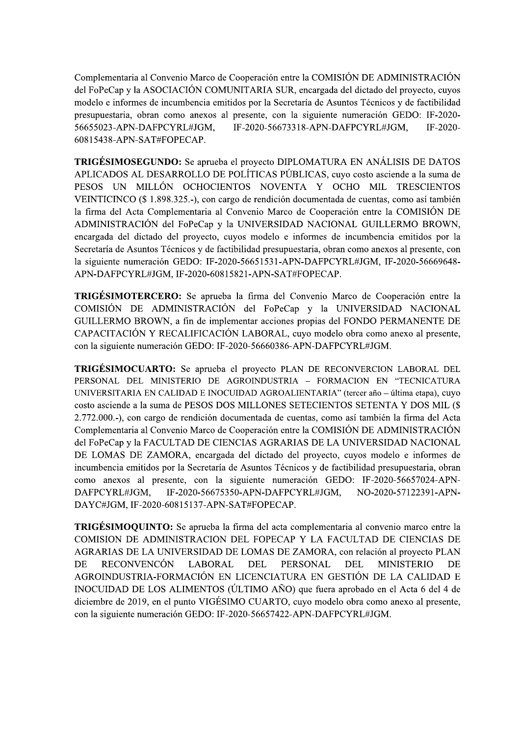Complementaria al Convenio Marco de Cooperación entre la COMISIÓN DE ADMINISTRACIÓN del FoPeCap y la ASOCIACIÓN COMUNITARIA SUR, encargada del dictado del proyecto, cuyos modelo e informes de incumbencia emitidos por la Secretaría de Asuntos Técnicos y de factibilidad presupuestaria, obran como anexos al presente, con la siguiente numeración GEDO: IF-2020-56655023-APN-DAFPCYRL#JGM, IF-2020-56673318-APN-DAFPCYRL#JGM, IF-2020-60815438-APN-SAT#FOPECAP.

**TRIGÉSIMOSEGUNDO:** Se aprueba el proyecto DIPLOMATURA EN ANÁLISIS DE DATOS APLICADOS AL DESARROLLO DE POLÍTICAS PÚBLICAS, cuyo costo asciende a la suma de PESOS UN MILLÓN OCHOCIENTOS NOVENTA Y OCHO MIL TRESCIENTOS VEINTICINCO ($ 1.898.325.-), con cargo de rendición documentada de cuentas, como así también la firma del Acta Complementaria al Convenio Marco de Cooperación entre la COMISIÓN DE ADMINISTRACIÓN del FoPeCap y la UNIVERSIDAD NACIONAL GUILLERMO BROWN, encargada del dictado del proyecto, cuyos modelo e informes de incumbencia emitidos por la Secretaría de Asuntos Técnicos y de factibilidad presupuestaria, obran como anexos al presente, con la siguiente numeración GEDO: IF-2020-56651531-APN-DAFPCYRL#JGM, IF-2020-56669648-APN-DAFPCYRL#JGM, IF-2020-60815821-APN-SAT#FOPECAP.

**TRIGÉSIMOTERCERO:** Se aprueba la firma del Convenio Marco de Cooperación entre la COMISIÓN DE ADMINISTRACIÓN del FoPeCap y la UNIVERSIDAD NACIONAL GUILLERMO BROWN, a fin de implementar acciones propias del FONDO PERMANENTE DE CAPACITACIÓN Y RECALIFICACIÓN LABORAL, cuyo modelo obra como anexo al presente, con la siguiente numeración GEDO: IF-2020-56660386-APN-DAFPCYRL#JGM.

**TRIGÉSIMOCUARTO:** Se aprueba el proyecto PLAN DE RECONVERCION LABORAL DEL PERSONAL DEL MINISTERIO DE AGROINDUSTRIA – FORMACION EN "TECNICATURA UNIVERSITARIA EN CALIDAD E INOCUIDAD AGROALIENTARIA" (tercer año – última etapa), cuyo costo asciende a la suma de PESOS DOS MILLONES SETECIENTOS SETENTA Y DOS MIL ($ 2.772.000.-), con cargo de rendición documentada de cuentas, como así también la firma del Acta Complementaria al Convenio Marco de Cooperación entre la COMISIÓN DE ADMINISTRACIÓN del FoPeCap y la FACULTAD DE CIENCIAS AGRARIAS DE LA UNIVERSIDAD NACIONAL DE LOMAS DE ZAMORA, encargada del dictado del proyecto, cuyos modelo e informes de incumbencia emitidos por la Secretaría de Asuntos Técnicos y de factibilidad presupuestaria, obran como anexos al presente, con la siguiente numeración GEDO: IF-2020-56657024-APN-DAFPCYRL#JGM, IF-2020-56675350-APN-DAFPCYRL#JGM, NO-2020-57122391-APN-DAYC#JGM, IF-2020-60815137-APN-SAT#FOPECAP.

**TRIGÉSIMOQUINTO:** Se aprueba la firma del acta complementaria al convenio marco entre la COMISION DE ADMINISTRACION DEL FOPECAP Y LA FACULTAD DE CIENCIAS DE AGRARIAS DE LA UNIVERSIDAD DE LOMAS DE ZAMORA, con relación al proyecto PLAN DE RECONVENCÓN LABORAL DEL PERSONAL DEL MINISTERIO DE AGROINDUSTRIA-FORMACIÓN EN LICENCIATURA EN GESTIÓN DE LA CALIDAD E INOCUIDAD DE LOS ALIMENTOS (ÚLTIMO AÑO) que fuera aprobado en el Acta 6 del 4 de diciembre de 2019, en el punto VIGÉSIMO CUARTO, cuyo modelo obra como anexo al presente, con la siguiente numeración GEDO: IF-2020-56657422-APN-DAFPCYRL#JGM.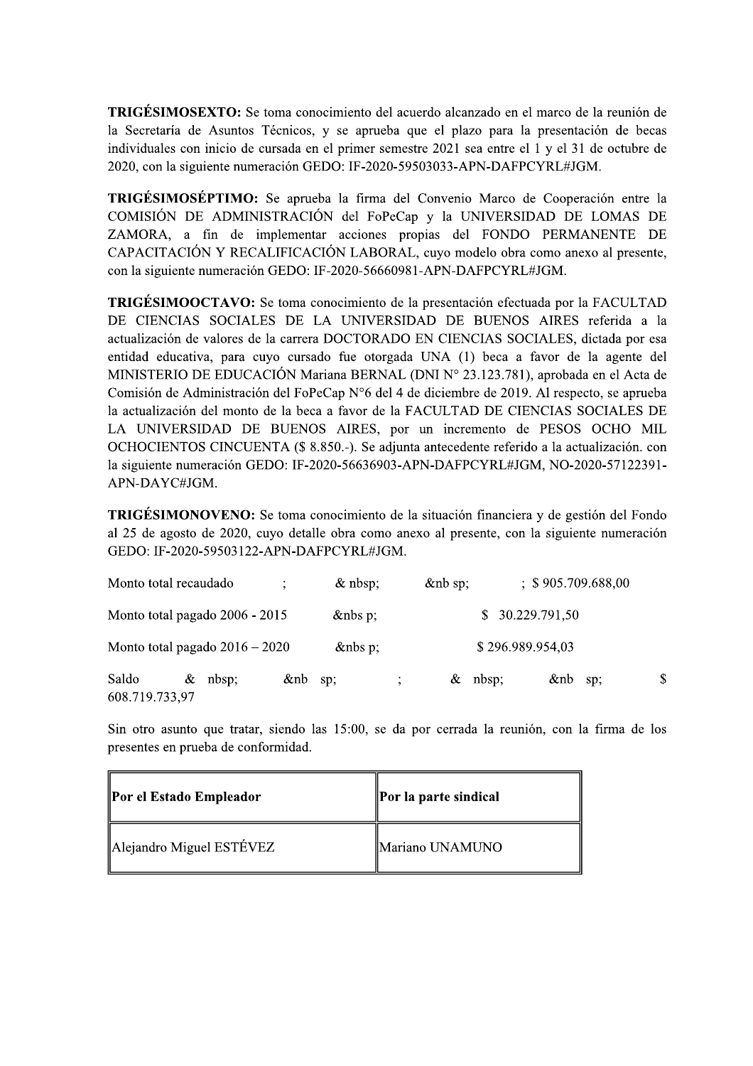**TRIGÉSIMOSEXTO:** Se toma conocimiento del acuerdo alcanzado en el marco de la reunión de la Secretaría de Asuntos Técnicos, y se aprueba que el plazo para la presentación de becas individuales con inicio de cursada en el primer semestre 2021 sea entre el 1 y el 31 de octubre de 2020, con la siguiente numeración GEDO: IF-2020-59503033-APN-DAFPCYRL#JGM.

**TRIGÉSIMOSÉPTIMO:** Se aprueba la firma del Convenio Marco de Cooperación entre la COMISIÓN DE ADMINISTRACIÓN del FoPeCap y la UNIVERSIDAD DE LOMAS DE ZAMORA, a fin de implementar acciones propias del FONDO PERMANENTE DE CAPACITACIÓN Y RECALIFICACIÓN LABORAL, cuyo modelo obra como anexo al presente, con la siguiente numeración GEDO: IF-2020-56660981-APN-DAFPCYRL#JGM.

**TRIGÉSIMOOCTAVO:** Se toma conocimiento de la presentación efectuada por la FACULTAD DE CIENCIAS SOCIALES DE LA UNIVERSIDAD DE BUENOS AIRES referida a la actualización de valores de la carrera DOCTORADO EN CIENCIAS SOCIALES, dictada por esa entidad educativa, para cuyo cursado fue otorgada UNA (1) beca a favor de la agente del MINISTERIO DE EDUCACIÓN Mariana BERNAL (DNI N° 23.123.781), aprobada en el Acta de Comisión de Administración del FoPeCap N°6 del 4 de diciembre de 2019. Al respecto, se aprueba la actualización del monto de la beca a favor de la FACULTAD DE CIENCIAS SOCIALES DE LA UNIVERSIDAD DE BUENOS AIRES, por un incremento de PESOS OCHO MIL OCHOCIENTOS CINCUENTA ($ 8.850.-). Se adjunta antecedente referido a la actualización. con la siguiente numeración GEDO: IF-2020-56636903-APN-DAFPCYRL#JGM, NO-2020-57122391-APN-DAYC#JGM.

**TRIGÉSIMONOVENO:** Se toma conocimiento de la situación financiera y de gestión del Fondo al 25 de agosto de 2020, cuyo detalle obra como anexo al presente, con la siguiente numeración GEDO: IF-2020-59503122-APN-DAFPCYRL#JGM.

Monto total recaudado ; & nbsp; &nb sp; ; $ 905.709.688,00

Monto total pagado 2006 - 2015 &nbs p; $ 30.229.791,50

Monto total pagado 2016 – 2020 &nbs p; $ 296.989.954,03

Saldo & nbsp; &nb sp; ; & nbsp; &nb sp; $ 608.719.733,97

Sin otro asunto que tratar, siendo las 15:00, se da por cerrada la reunión, con la firma de los presentes en prueba de conformidad.

| Por el Estado Empleador | Por la parte sindical |
| --- | --- |
| Alejandro Miguel ESTÉVEZ | Mariano UNAMUNO |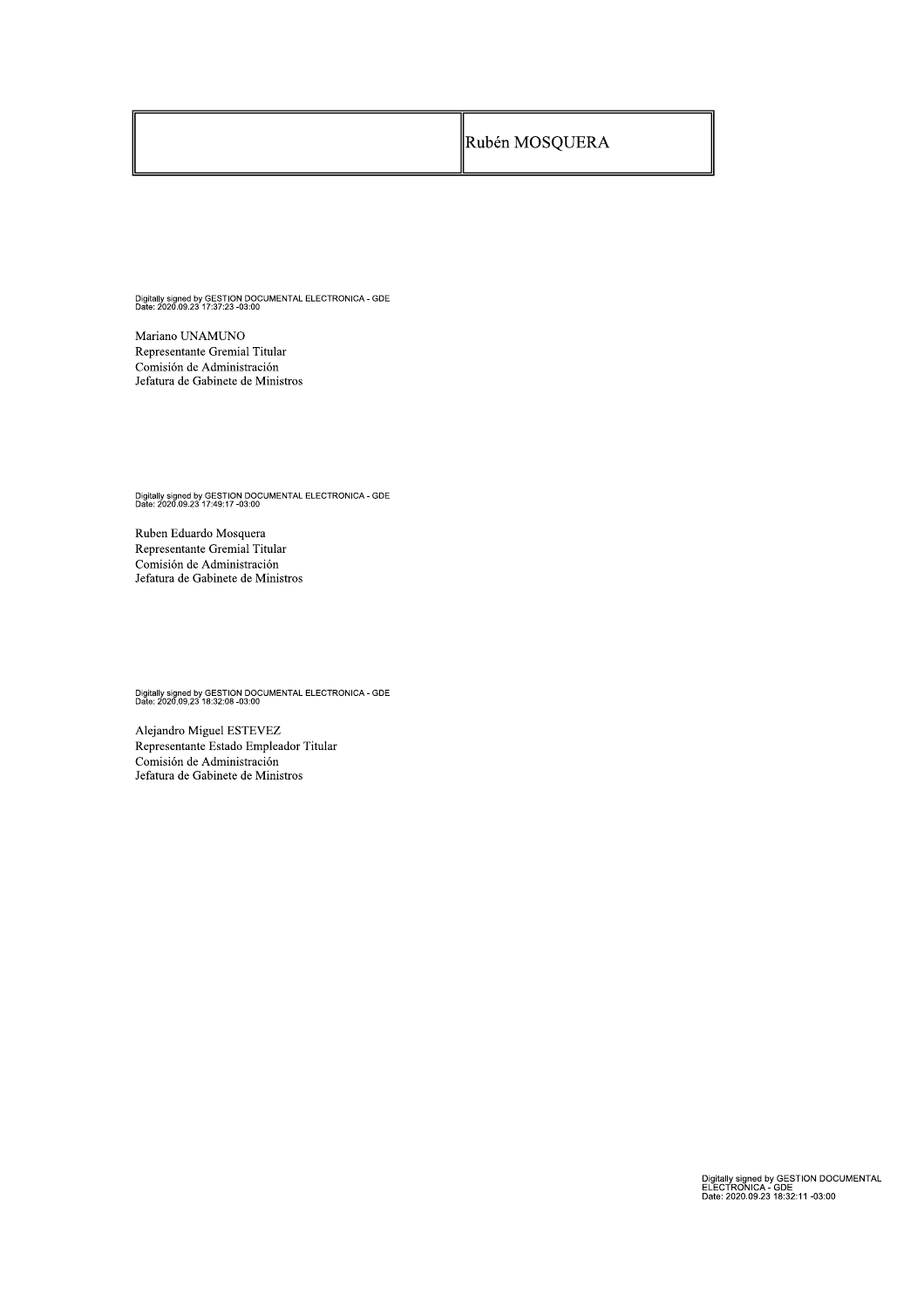| | |
|---|---|
| | Rubén MOSQUERA |

Digitally signed by GESTION DOCUMENTAL ELECTRONICA - GDE
Date: 2020.09.23 17:37:23 -03:00

Mariano UNAMUNO
Representante Gremial Titular
Comisión de Administración
Jefatura de Gabinete de Ministros

Digitally signed by GESTION DOCUMENTAL ELECTRONICA - GDE
Date: 2020.09.23 17:49:17 -03:00

Ruben Eduardo Mosquera
Representante Gremial Titular
Comisión de Administración
Jefatura de Gabinete de Ministros

Digitally signed by GESTION DOCUMENTAL ELECTRONICA - GDE
Date: 2020.09.23 18:32:08 -03:00

Alejandro Miguel ESTEVEZ
Representante Estado Empleador Titular
Comisión de Administración
Jefatura de Gabinete de Ministros

Digitally signed by GESTION DOCUMENTAL ELECTRONICA - GDE
Date: 2020.09.23 18:32:11 -03:00